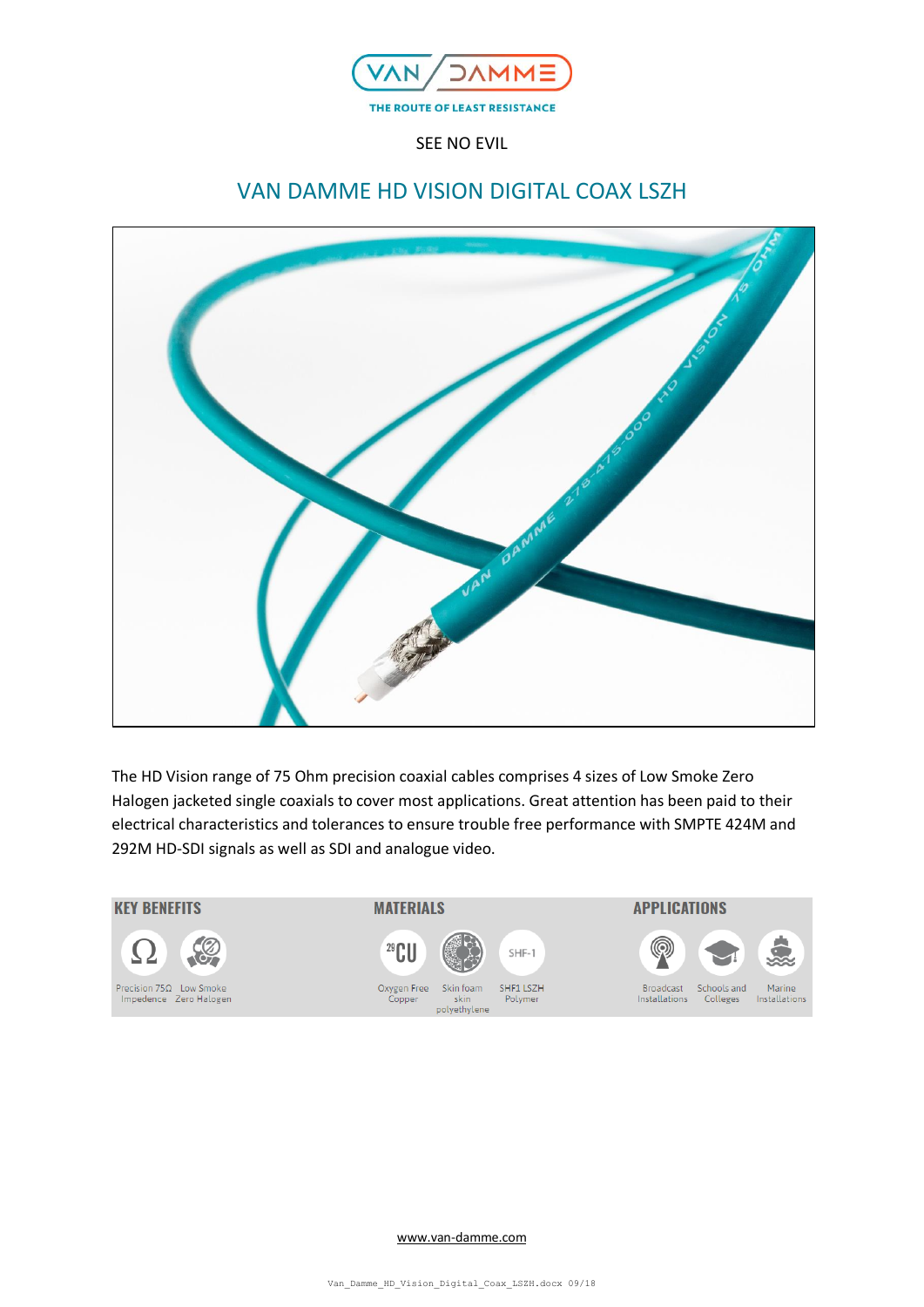VAN DAMME

THE ROUTE OF LEAST RESISTANCE

SEE NO EVIL

# VAN DAMME HD VISION DIGITAL COAX LSZH

The HD Vision range of 75 Ohm precision coaxial cables comprises 4 sizes of Low Smoke Zero Halogen jacketed single coaxials to cover most applications. Great attention has been paid to their electrical characteristics and tolerances to ensure trouble free performance with SMPTE 424M and 292M HD-SDI signals as well as SDI and analogue video.

| KEY BENEFITS | | MATERIALS | | | APPLICATIONS | | |
|---|---|---|---|---|---|---|---|
| Precision 75Ω Impedence | Low Smoke Zero Halogen | Oxygen Free Copper | Skin foam skin polyethylene | SHF1 LSZH Polymer | Broadcast Installations | Schools and Colleges | Marine Installations |

www.van-damme.com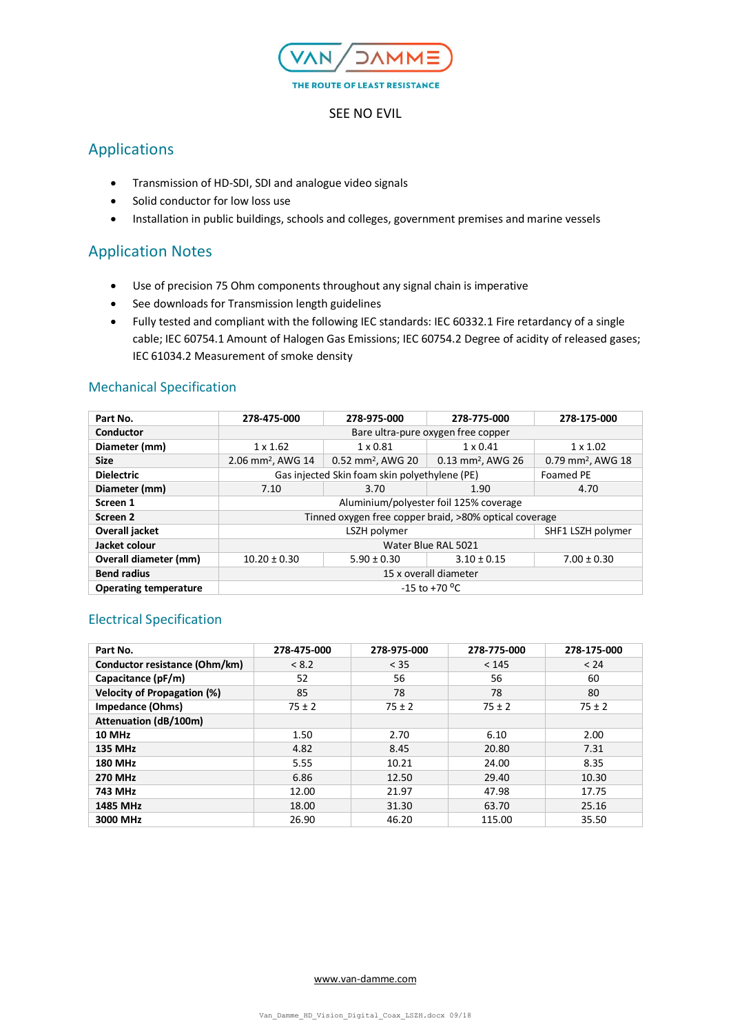SEE NO EVIL

## Applications

- Transmission of HD-SDI, SDI and analogue video signals
- Solid conductor for low loss use
- Installation in public buildings, schools and colleges, government premises and marine vessels

## Application Notes

- Use of precision 75 Ohm components throughout any signal chain is imperative
- See downloads for Transmission length guidelines
- Fully tested and compliant with the following IEC standards: IEC 60332.1 Fire retardancy of a single cable; IEC 60754.1 Amount of Halogen Gas Emissions; IEC 60754.2 Degree of acidity of released gases; IEC 61034.2 Measurement of smoke density

### Mechanical Specification

| Part No. | 278-475-000 | 278-975-000 | 278-775-000 | 278-175-000 |
|---|---|---|---|---|
| Conductor | Bare ultra-pure oxygen free copper | | | |
| Diameter (mm) | 1 x 1.62 | 1 x 0.81 | 1 x 0.41 | 1 x 1.02 |
| Size | 2.06 mm², AWG 14 | 0.52 mm², AWG 20 | 0.13 mm², AWG 26 | 0.79 mm², AWG 18 |
| Dielectric | Gas injected Skin foam skin polyethylene (PE) | | | Foamed PE |
| Diameter (mm) | 7.10 | 3.70 | 1.90 | 4.70 |
| Screen 1 | Aluminium/polyester foil 125% coverage | | | |
| Screen 2 | Tinned oxygen free copper braid, >80% optical coverage | | | |
| Overall jacket | LSZH polymer | | | SHF1 LSZH polymer |
| Jacket colour | Water Blue RAL 5021 | | | |
| Overall diameter (mm) | 10.20 ± 0.30 | 5.90 ± 0.30 | 3.10 ± 0.15 | 7.00 ± 0.30 |
| Bend radius | 15 x overall diameter | | | |
| Operating temperature | -15 to +70 °C | | | |

### Electrical Specification

| Part No. | 278-475-000 | 278-975-000 | 278-775-000 | 278-175-000 |
|---|---|---|---|---|
| Conductor resistance (Ohm/km) | < 8.2 | < 35 | < 145 | < 24 |
| Capacitance (pF/m) | 52 | 56 | 56 | 60 |
| Velocity of Propagation (%) | 85 | 78 | 78 | 80 |
| Impedance (Ohms) | 75 ± 2 | 75 ± 2 | 75 ± 2 | 75 ± 2 |
| Attenuation (dB/100m) | | | | |
| 10 MHz | 1.50 | 2.70 | 6.10 | 2.00 |
| 135 MHz | 4.82 | 8.45 | 20.80 | 7.31 |
| 180 MHz | 5.55 | 10.21 | 24.00 | 8.35 |
| 270 MHz | 6.86 | 12.50 | 29.40 | 10.30 |
| 743 MHz | 12.00 | 21.97 | 47.98 | 17.75 |
| 1485 MHz | 18.00 | 31.30 | 63.70 | 25.16 |
| 3000 MHz | 26.90 | 46.20 | 115.00 | 35.50 |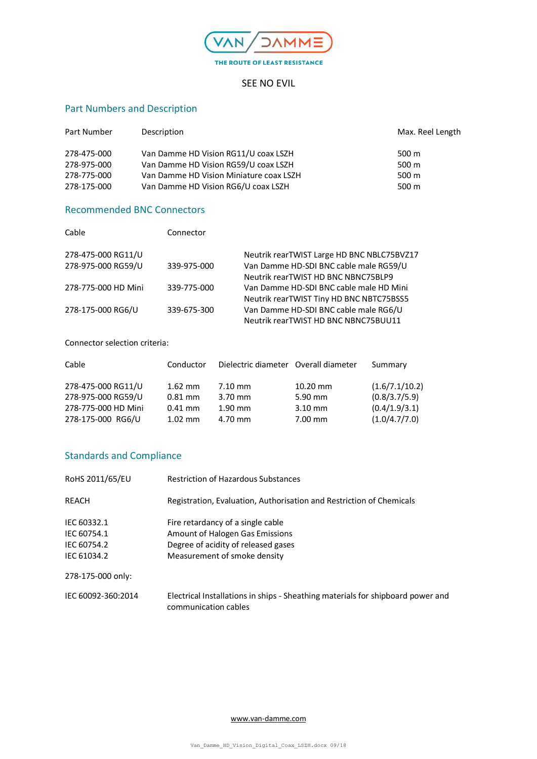SEE NO EVIL

## Part Numbers and Description

| Part Number | Description | Max. Reel Length |
|---|---|---|
| 278-475-000 | Van Damme HD Vision RG11/U coax LSZH | 500 m |
| 278-975-000 | Van Damme HD Vision RG59/U coax LSZH | 500 m |
| 278-775-000 | Van Damme HD Vision Miniature coax LSZH | 500 m |
| 278-175-000 | Van Damme HD Vision RG6/U coax LSZH | 500 m |

## Recommended BNC Connectors

| Cable | Connector | |
|---|---|---|
| 278-475-000 RG11/U | | Neutrik rearTWIST Large HD BNC NBLC75BVZ17 |
| 278-975-000 RG59/U | 339-975-000 | Van Damme HD-SDI BNC cable male RG59/U<br>Neutrik rearTWIST HD BNC NBNC75BLP9 |
| 278-775-000 HD Mini | 339-775-000 | Van Damme HD-SDI BNC cable male HD Mini<br>Neutrik rearTWIST Tiny HD BNC NBTC75BSS5 |
| 278-175-000 RG6/U | 339-675-300 | Van Damme HD-SDI BNC cable male RG6/U<br>Neutrik rearTWIST HD BNC NBNC75BUU11 |

Connector selection criteria:

| Cable | Conductor | Dielectric diameter | Overall diameter | Summary |
|---|---|---|---|---|
| 278-475-000 RG11/U | 1.62 mm | 7.10 mm | 10.20 mm | (1.6/7.1/10.2) |
| 278-975-000 RG59/U | 0.81 mm | 3.70 mm | 5.90 mm | (0.8/3.7/5.9) |
| 278-775-000 HD Mini | 0.41 mm | 1.90 mm | 3.10 mm | (0.4/1.9/3.1) |
| 278-175-000 RG6/U | 1.02 mm | 4.70 mm | 7.00 mm | (1.0/4.7/7.0) |

## Standards and Compliance

| | |
|---|---|
| RoHS 2011/65/EU | Restriction of Hazardous Substances |
| REACH | Registration, Evaluation, Authorisation and Restriction of Chemicals |
| IEC 60332.1 | Fire retardancy of a single cable |
| IEC 60754.1 | Amount of Halogen Gas Emissions |
| IEC 60754.2 | Degree of acidity of released gases |
| IEC 61034.2 | Measurement of smoke density |

278-175-000 only:

| | |
|---|---|
| IEC 60092-360:2014 | Electrical Installations in ships - Sheathing materials for shipboard power and communication cables |

www.van-damme.com